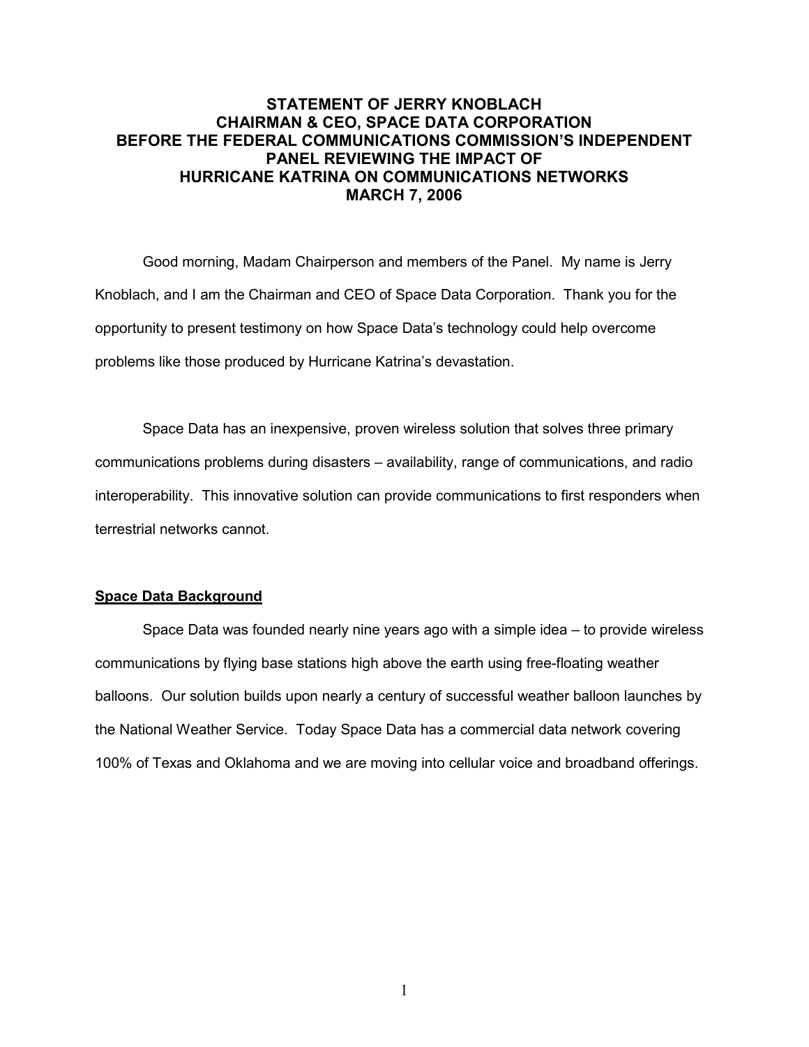# STATEMENT OF JERRY KNOBLACH
# CHAIRMAN & CEO, SPACE DATA CORPORATION
# BEFORE THE FEDERAL COMMUNICATIONS COMMISSION'S INDEPENDENT PANEL REVIEWING THE IMPACT OF HURRICANE KATRINA ON COMMUNICATIONS NETWORKS
# MARCH 7, 2006

Good morning, Madam Chairperson and members of the Panel. My name is Jerry Knoblach, and I am the Chairman and CEO of Space Data Corporation. Thank you for the opportunity to present testimony on how Space Data's technology could help overcome problems like those produced by Hurricane Katrina's devastation.

Space Data has an inexpensive, proven wireless solution that solves three primary communications problems during disasters – availability, range of communications, and radio interoperability. This innovative solution can provide communications to first responders when terrestrial networks cannot.

## Space Data Background

Space Data was founded nearly nine years ago with a simple idea – to provide wireless communications by flying base stations high above the earth using free-floating weather balloons. Our solution builds upon nearly a century of successful weather balloon launches by the National Weather Service. Today Space Data has a commercial data network covering 100% of Texas and Oklahoma and we are moving into cellular voice and broadband offerings.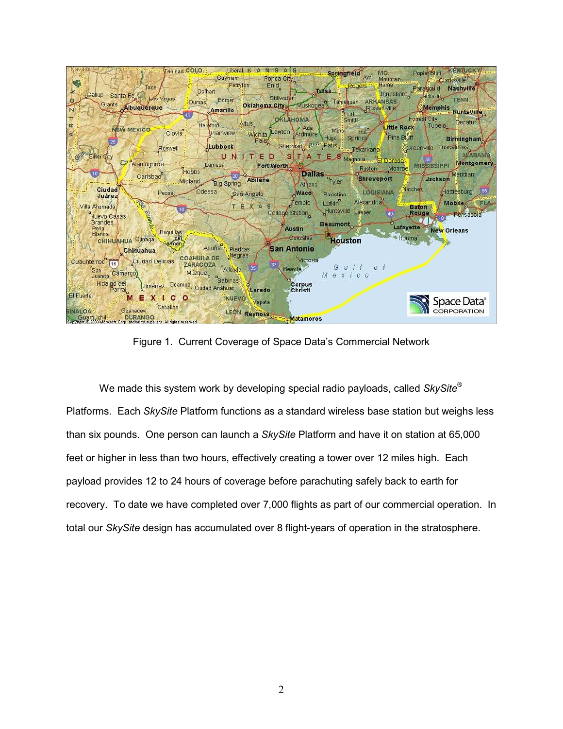Figure 1. Current Coverage of Space Data's Commercial Network

We made this system work by developing special radio payloads, called *SkySite*® Platforms. Each *SkySite* Platform functions as a standard wireless base station but weighs less than six pounds. One person can launch a *SkySite* Platform and have it on station at 65,000 feet or higher in less than two hours, effectively creating a tower over 12 miles high. Each payload provides 12 to 24 hours of coverage before parachuting safely back to earth for recovery. To date we have completed over 7,000 flights as part of our commercial operation. In total our *SkySite* design has accumulated over 8 flight-years of operation in the stratosphere.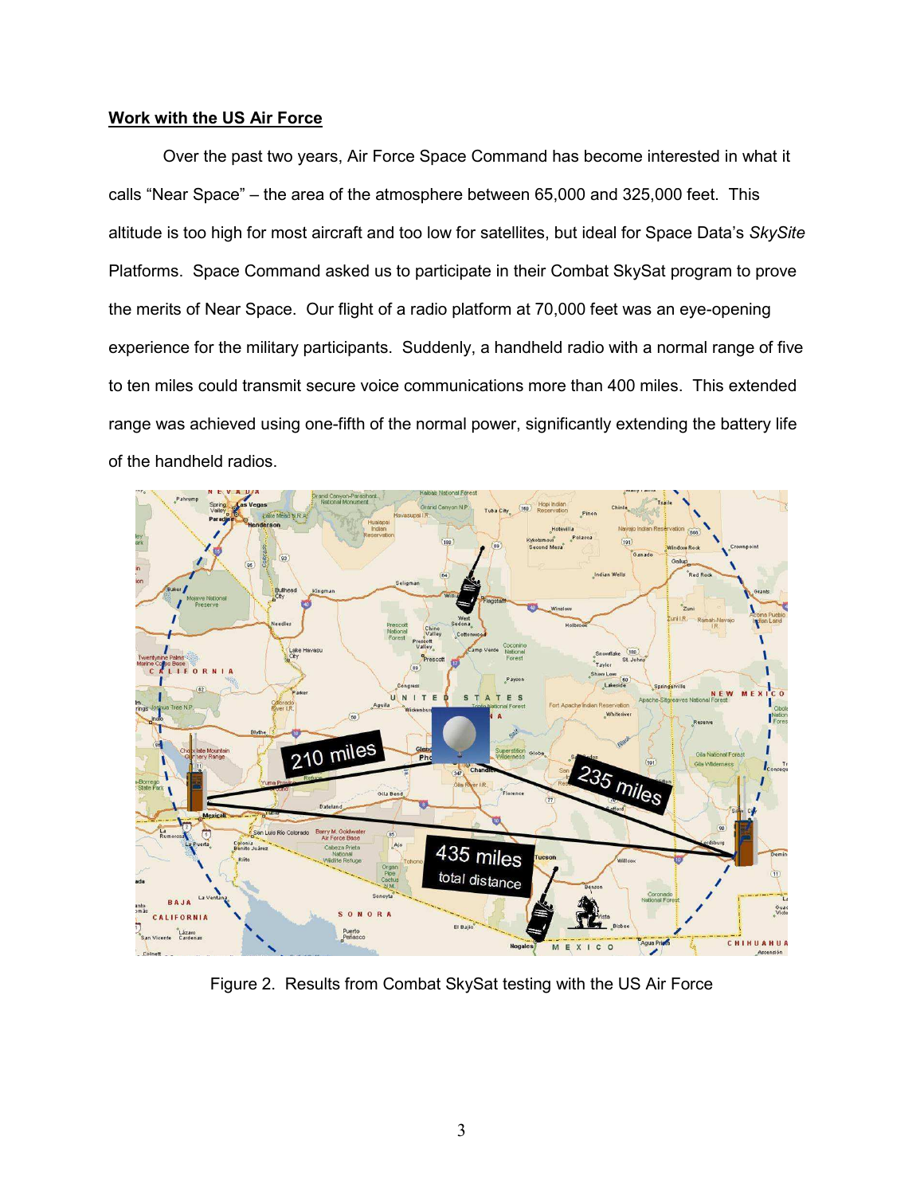**Work with the US Air Force**

Over the past two years, Air Force Space Command has become interested in what it calls "Near Space" – the area of the atmosphere between 65,000 and 325,000 feet. This altitude is too high for most aircraft and too low for satellites, but ideal for Space Data's *SkySite* Platforms. Space Command asked us to participate in their Combat SkySat program to prove the merits of Near Space. Our flight of a radio platform at 70,000 feet was an eye-opening experience for the military participants. Suddenly, a handheld radio with a normal range of five to ten miles could transmit secure voice communications more than 400 miles. This extended range was achieved using one-fifth of the normal power, significantly extending the battery life of the handheld radios.

Figure 2. Results from Combat SkySat testing with the US Air Force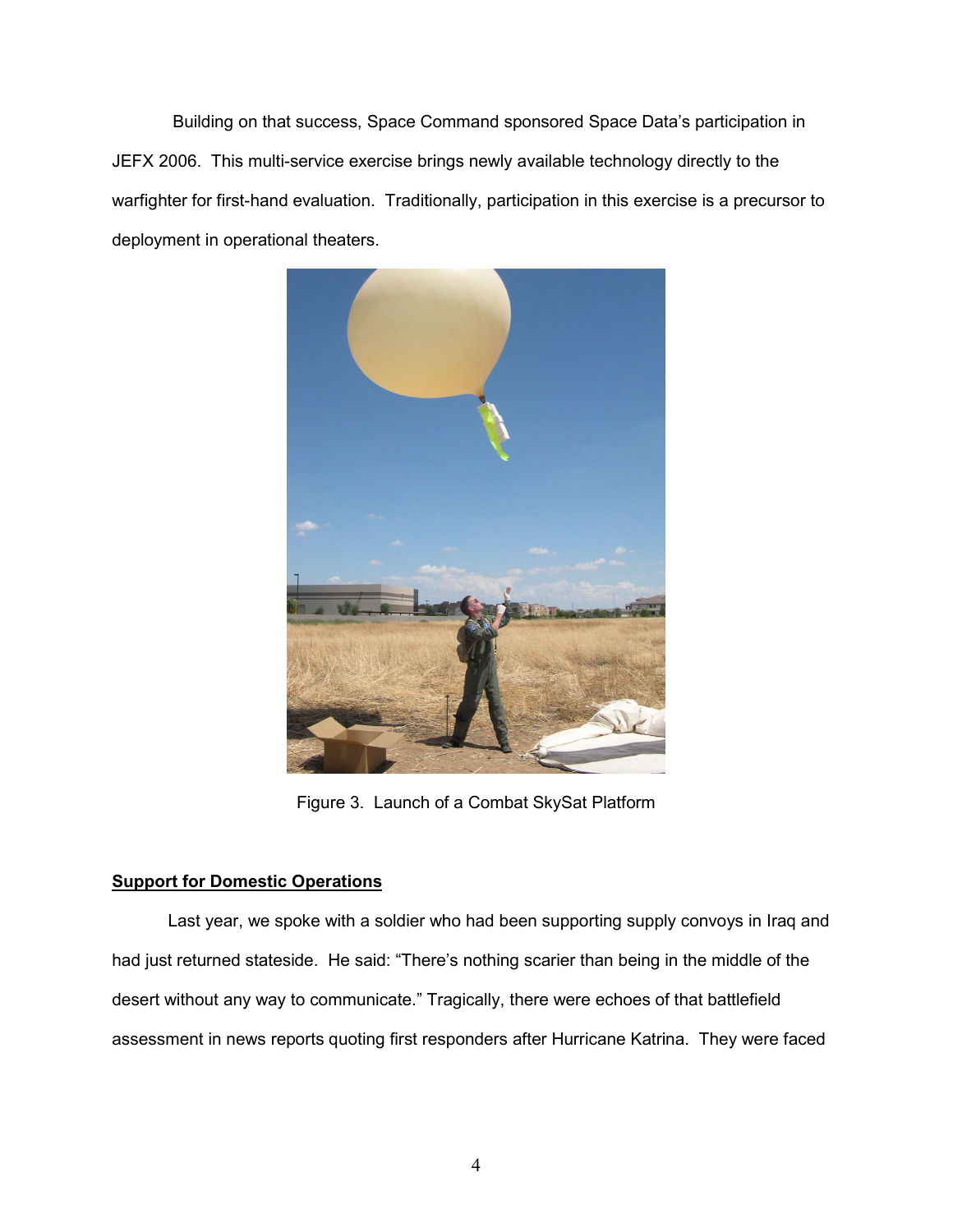Building on that success, Space Command sponsored Space Data's participation in JEFX 2006. This multi-service exercise brings newly available technology directly to the warfighter for first-hand evaluation. Traditionally, participation in this exercise is a precursor to deployment in operational theaters.

Figure 3. Launch of a Combat SkySat Platform

**Support for Domestic Operations**

Last year, we spoke with a soldier who had been supporting supply convoys in Iraq and had just returned stateside. He said: "There's nothing scarier than being in the middle of the desert without any way to communicate." Tragically, there were echoes of that battlefield assessment in news reports quoting first responders after Hurricane Katrina. They were faced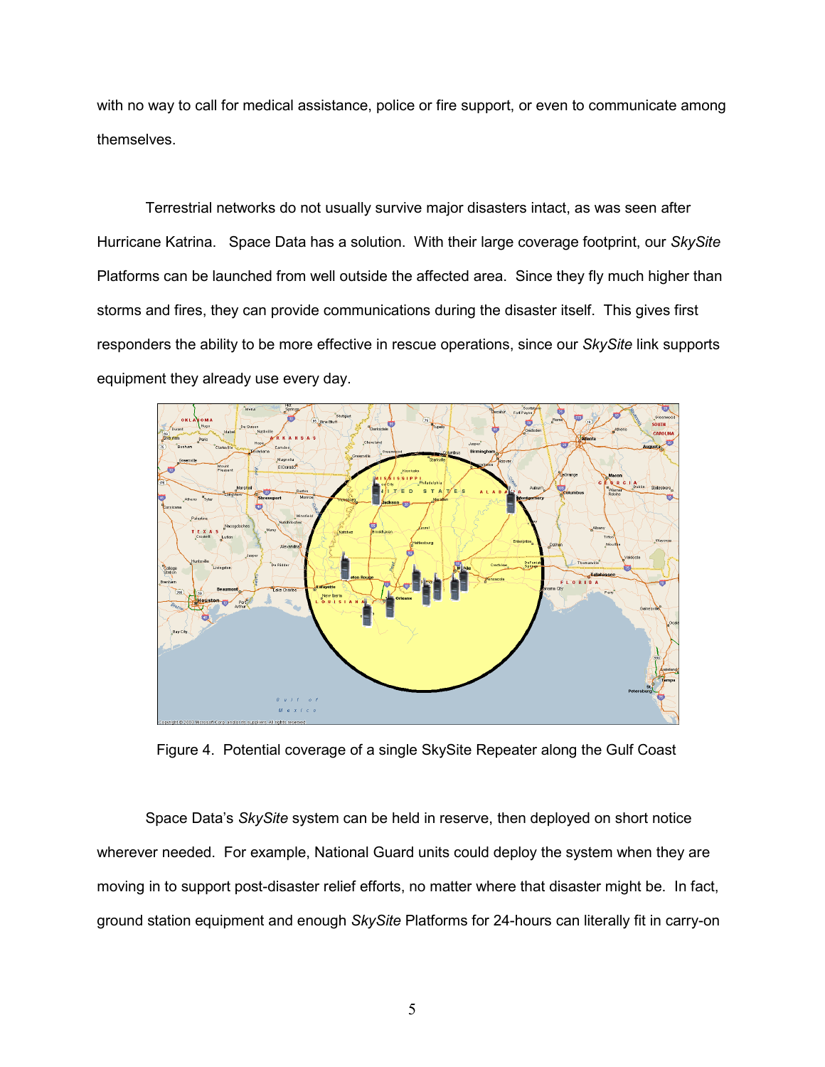with no way to call for medical assistance, police or fire support, or even to communicate among themselves.

Terrestrial networks do not usually survive major disasters intact, as was seen after Hurricane Katrina. Space Data has a solution. With their large coverage footprint, our *SkySite* Platforms can be launched from well outside the affected area. Since they fly much higher than storms and fires, they can provide communications during the disaster itself. This gives first responders the ability to be more effective in rescue operations, since our *SkySite* link supports equipment they already use every day.

Figure 4. Potential coverage of a single SkySite Repeater along the Gulf Coast

Space Data's *SkySite* system can be held in reserve, then deployed on short notice wherever needed. For example, National Guard units could deploy the system when they are moving in to support post-disaster relief efforts, no matter where that disaster might be. In fact, ground station equipment and enough *SkySite* Platforms for 24-hours can literally fit in carry-on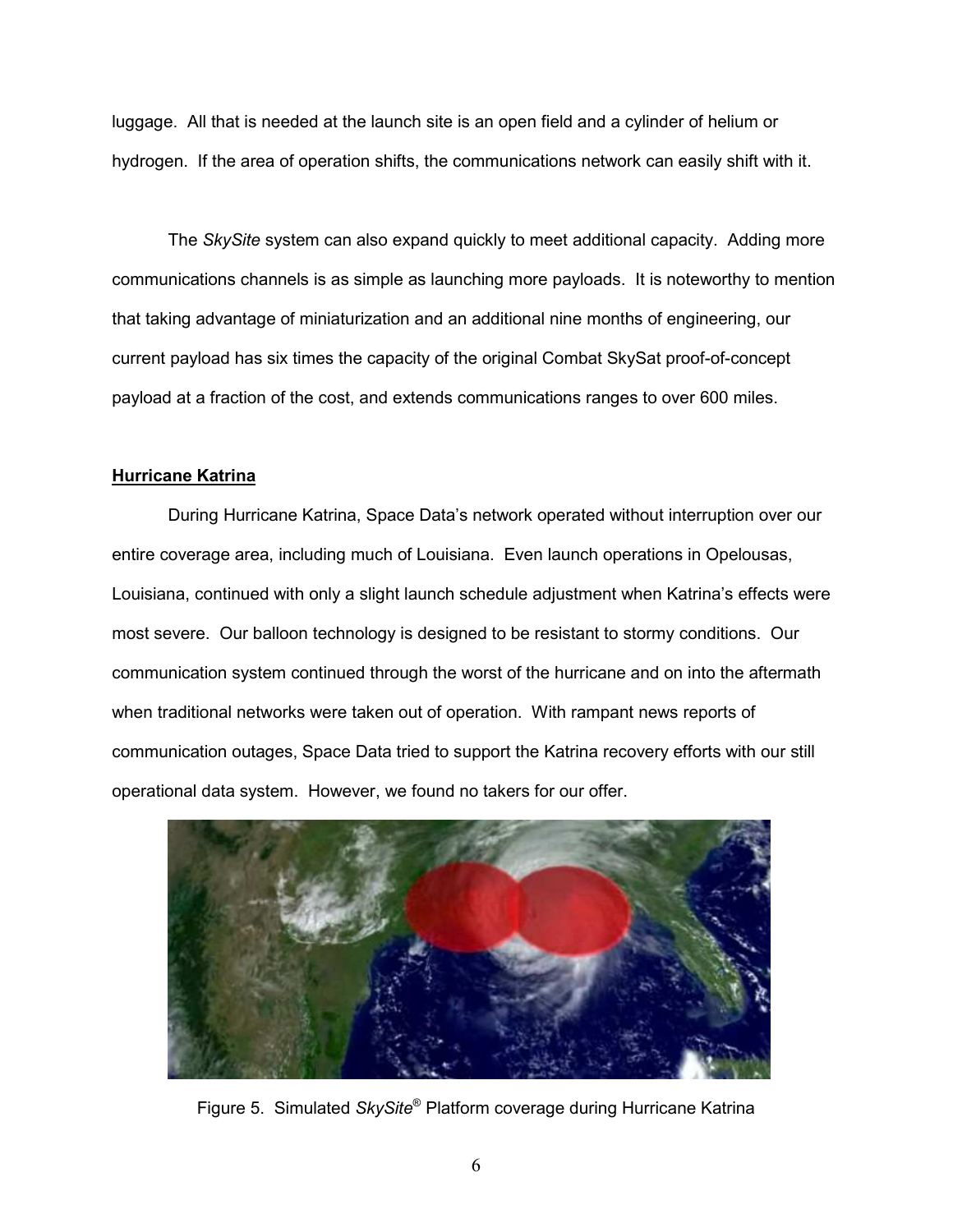luggage. All that is needed at the launch site is an open field and a cylinder of helium or hydrogen. If the area of operation shifts, the communications network can easily shift with it.

The *SkySite* system can also expand quickly to meet additional capacity. Adding more communications channels is as simple as launching more payloads. It is noteworthy to mention that taking advantage of miniaturization and an additional nine months of engineering, our current payload has six times the capacity of the original Combat SkySat proof-of-concept payload at a fraction of the cost, and extends communications ranges to over 600 miles.

**Hurricane Katrina**

During Hurricane Katrina, Space Data's network operated without interruption over our entire coverage area, including much of Louisiana. Even launch operations in Opelousas, Louisiana, continued with only a slight launch schedule adjustment when Katrina's effects were most severe. Our balloon technology is designed to be resistant to stormy conditions. Our communication system continued through the worst of the hurricane and on into the aftermath when traditional networks were taken out of operation. With rampant news reports of communication outages, Space Data tried to support the Katrina recovery efforts with our still operational data system. However, we found no takers for our offer.

Figure 5. Simulated *SkySite*® Platform coverage during Hurricane Katrina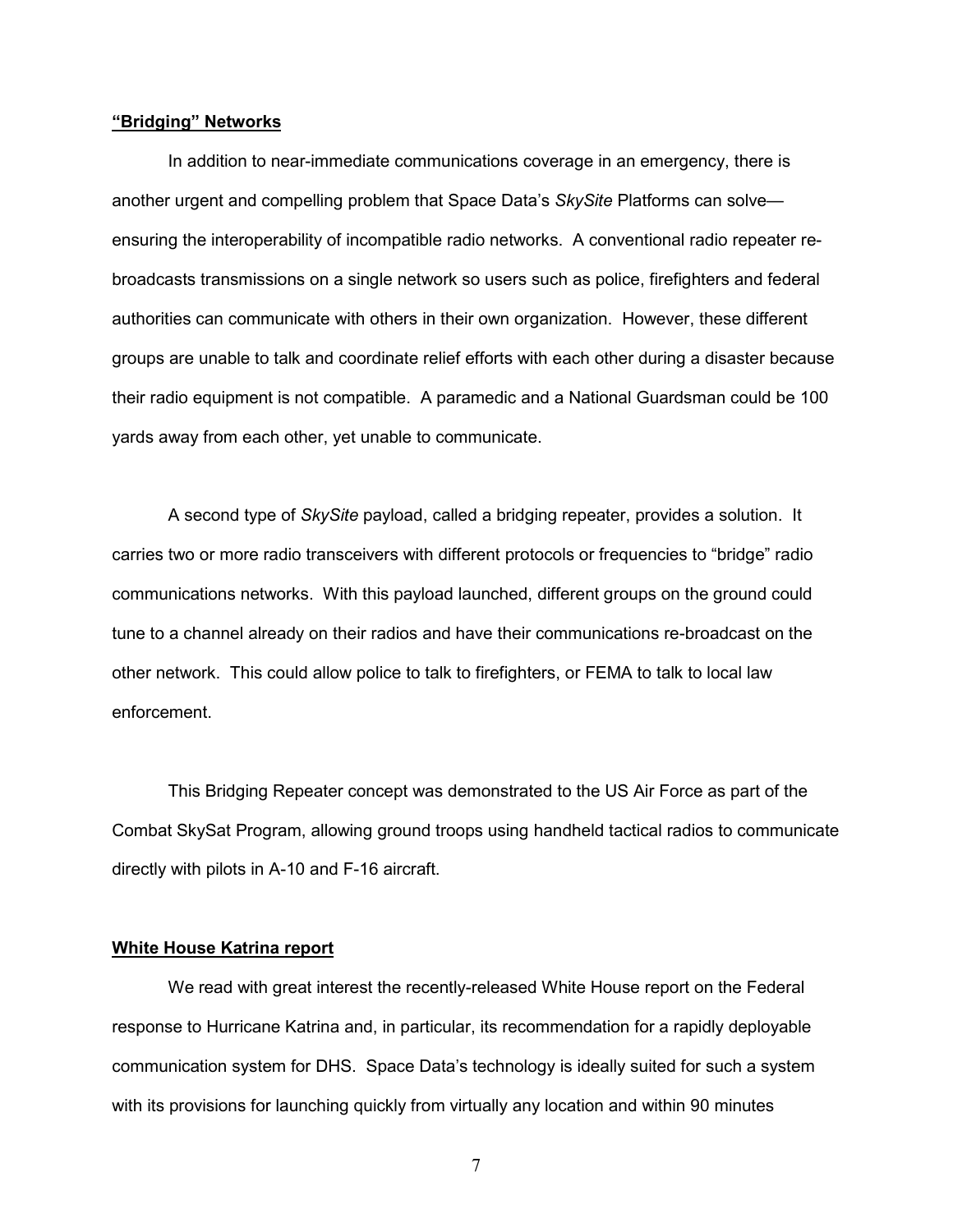**“Bridging” Networks**

In addition to near-immediate communications coverage in an emergency, there is another urgent and compelling problem that Space Data’s *SkySite* Platforms can solve—ensuring the interoperability of incompatible radio networks. A conventional radio repeater re-broadcasts transmissions on a single network so users such as police, firefighters and federal authorities can communicate with others in their own organization. However, these different groups are unable to talk and coordinate relief efforts with each other during a disaster because their radio equipment is not compatible. A paramedic and a National Guardsman could be 100 yards away from each other, yet unable to communicate.

A second type of *SkySite* payload, called a bridging repeater, provides a solution. It carries two or more radio transceivers with different protocols or frequencies to “bridge” radio communications networks. With this payload launched, different groups on the ground could tune to a channel already on their radios and have their communications re-broadcast on the other network. This could allow police to talk to firefighters, or FEMA to talk to local law enforcement.

This Bridging Repeater concept was demonstrated to the US Air Force as part of the Combat SkySat Program, allowing ground troops using handheld tactical radios to communicate directly with pilots in A-10 and F-16 aircraft.

**White House Katrina report**

We read with great interest the recently-released White House report on the Federal response to Hurricane Katrina and, in particular, its recommendation for a rapidly deployable communication system for DHS. Space Data’s technology is ideally suited for such a system with its provisions for launching quickly from virtually any location and within 90 minutes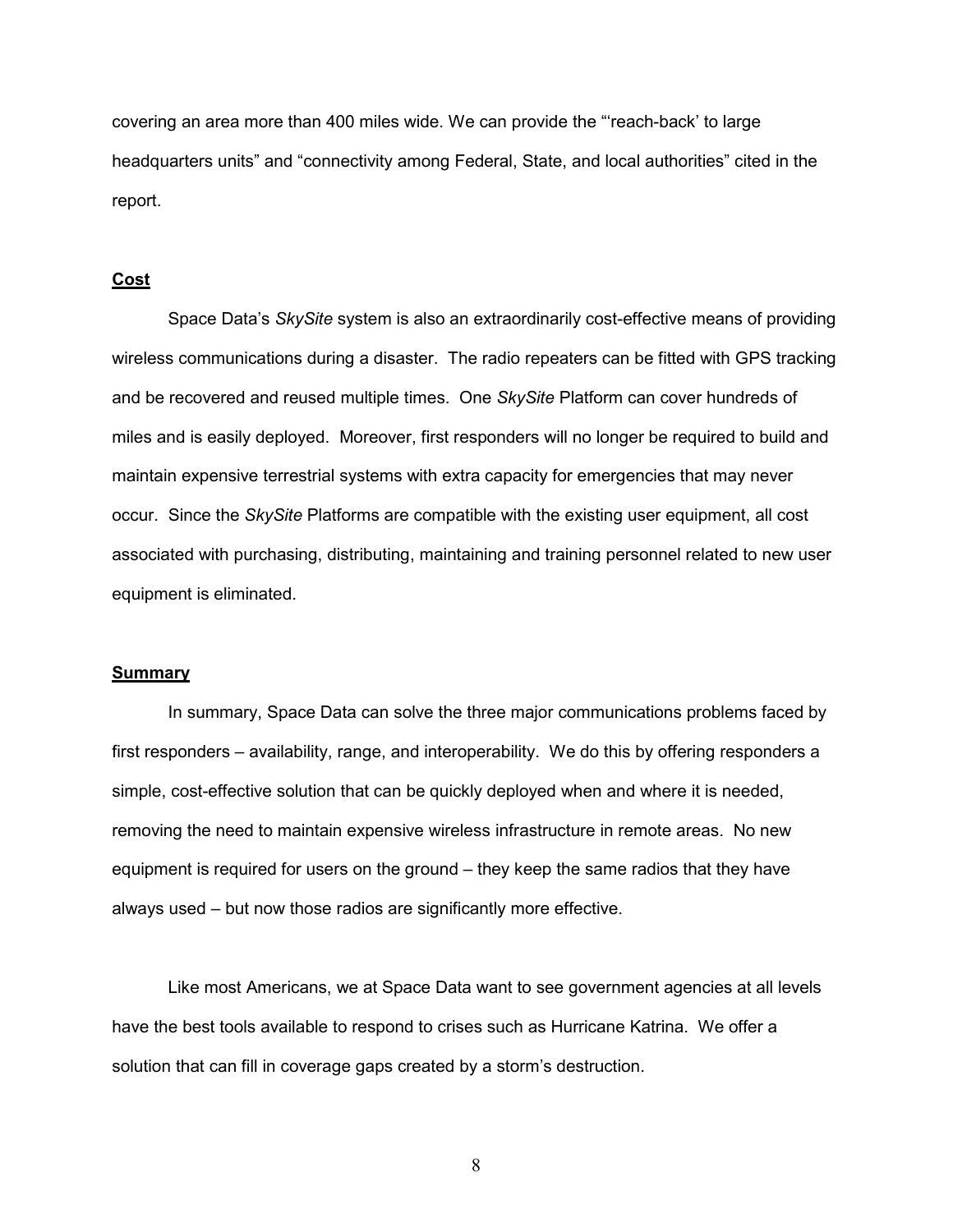covering an area more than 400 miles wide. We can provide the "'reach-back' to large headquarters units" and "connectivity among Federal, State, and local authorities" cited in the report.

**Cost**

Space Data's *SkySite* system is also an extraordinarily cost-effective means of providing wireless communications during a disaster. The radio repeaters can be fitted with GPS tracking and be recovered and reused multiple times. One *SkySite* Platform can cover hundreds of miles and is easily deployed. Moreover, first responders will no longer be required to build and maintain expensive terrestrial systems with extra capacity for emergencies that may never occur. Since the *SkySite* Platforms are compatible with the existing user equipment, all cost associated with purchasing, distributing, maintaining and training personnel related to new user equipment is eliminated.

**Summary**

In summary, Space Data can solve the three major communications problems faced by first responders – availability, range, and interoperability. We do this by offering responders a simple, cost-effective solution that can be quickly deployed when and where it is needed, removing the need to maintain expensive wireless infrastructure in remote areas. No new equipment is required for users on the ground – they keep the same radios that they have always used – but now those radios are significantly more effective.

Like most Americans, we at Space Data want to see government agencies at all levels have the best tools available to respond to crises such as Hurricane Katrina. We offer a solution that can fill in coverage gaps created by a storm's destruction.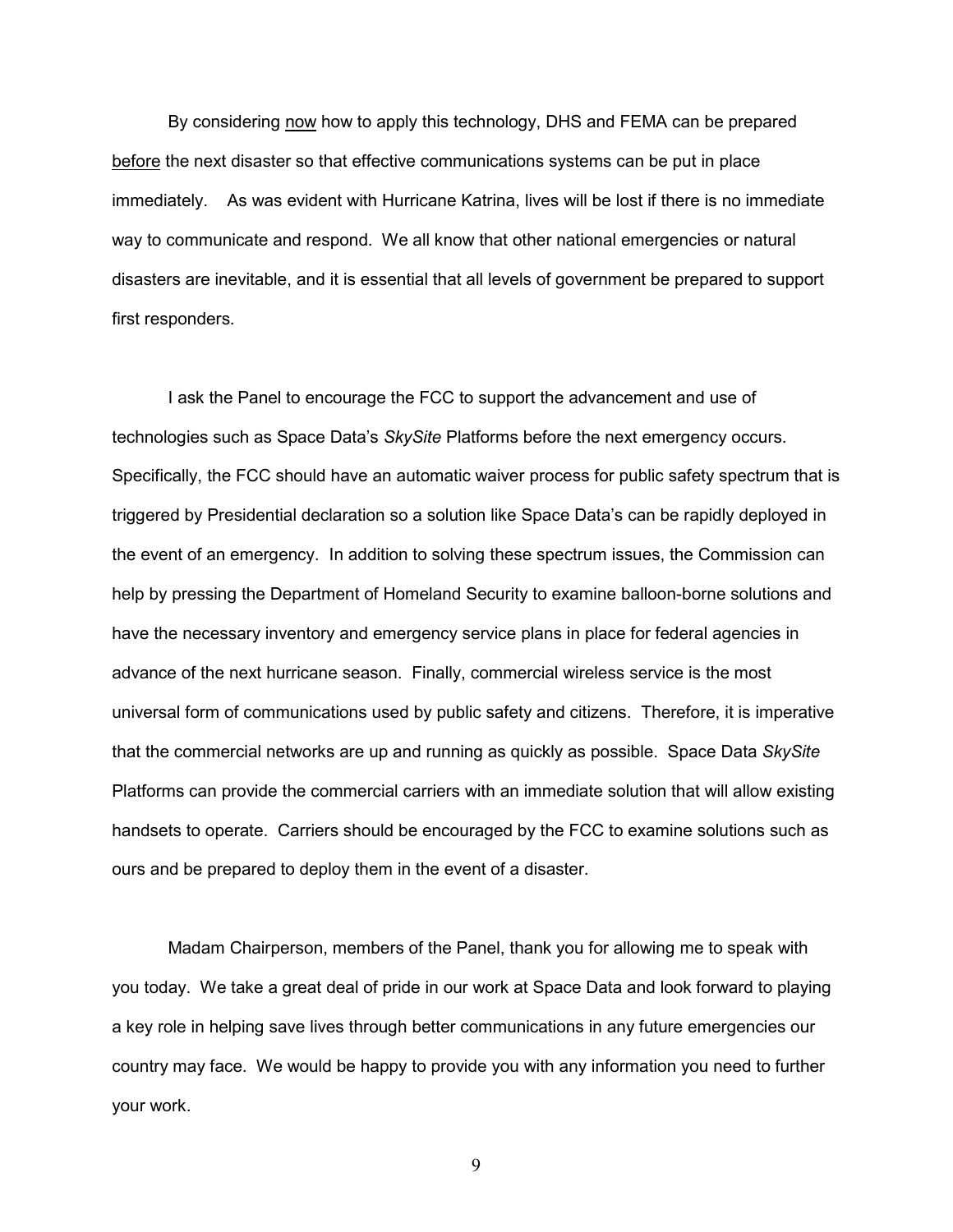By considering <u>now</u> how to apply this technology, DHS and FEMA can be prepared <u>before</u> the next disaster so that effective communications systems can be put in place immediately. As was evident with Hurricane Katrina, lives will be lost if there is no immediate way to communicate and respond. We all know that other national emergencies or natural disasters are inevitable, and it is essential that all levels of government be prepared to support first responders.

I ask the Panel to encourage the FCC to support the advancement and use of technologies such as Space Data's *SkySite* Platforms before the next emergency occurs. Specifically, the FCC should have an automatic waiver process for public safety spectrum that is triggered by Presidential declaration so a solution like Space Data's can be rapidly deployed in the event of an emergency. In addition to solving these spectrum issues, the Commission can help by pressing the Department of Homeland Security to examine balloon-borne solutions and have the necessary inventory and emergency service plans in place for federal agencies in advance of the next hurricane season. Finally, commercial wireless service is the most universal form of communications used by public safety and citizens. Therefore, it is imperative that the commercial networks are up and running as quickly as possible. Space Data *SkySite* Platforms can provide the commercial carriers with an immediate solution that will allow existing handsets to operate. Carriers should be encouraged by the FCC to examine solutions such as ours and be prepared to deploy them in the event of a disaster.

Madam Chairperson, members of the Panel, thank you for allowing me to speak with you today. We take a great deal of pride in our work at Space Data and look forward to playing a key role in helping save lives through better communications in any future emergencies our country may face. We would be happy to provide you with any information you need to further your work.